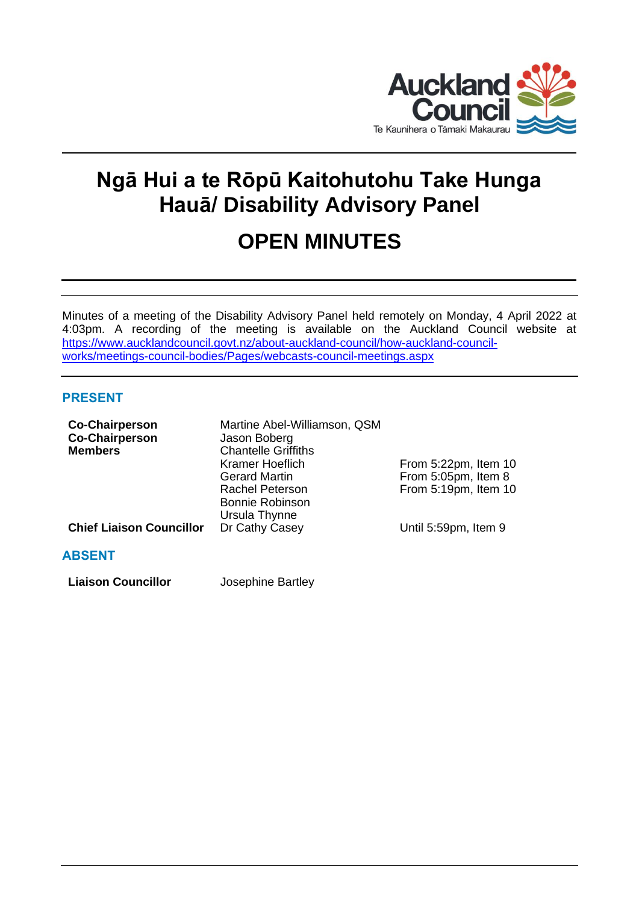# Ngā Hui a te Rōpū Kaitohutohu Take Hunga Hauā/ Disability Advisory Panel

# OPEN MINUTES

Minutes of a meeting of the Disability Advisory Panel held remotely on Monday, 4 April 2022 at 4:03pm. A recording of the meeting is available on the Auckland Council website at https://www.aucklandcouncil.govt.nz/about-auckland-council/how-auckland-council-works/meetings-council-bodies/Pages/webcasts-council-meetings.aspx

## PRESENT

| | | |
|---|---|---|
| **Co-Chairperson** | Martine Abel-Williamson, QSM | |
| **Co-Chairperson** | Jason Boberg | |
| **Members** | Chantelle Griffiths | |
| | Kramer Hoeflich | From 5:22pm, Item 10 |
| | Gerard Martin | From 5:05pm, Item 8 |
| | Rachel Peterson | From 5:19pm, Item 10 |
| | Bonnie Robinson | |
| | Ursula Thynne | |
| **Chief Liaison Councillor** | Dr Cathy Casey | Until 5:59pm, Item 9 |

## ABSENT

| | |
|---|---|
| **Liaison Councillor** | Josephine Bartley |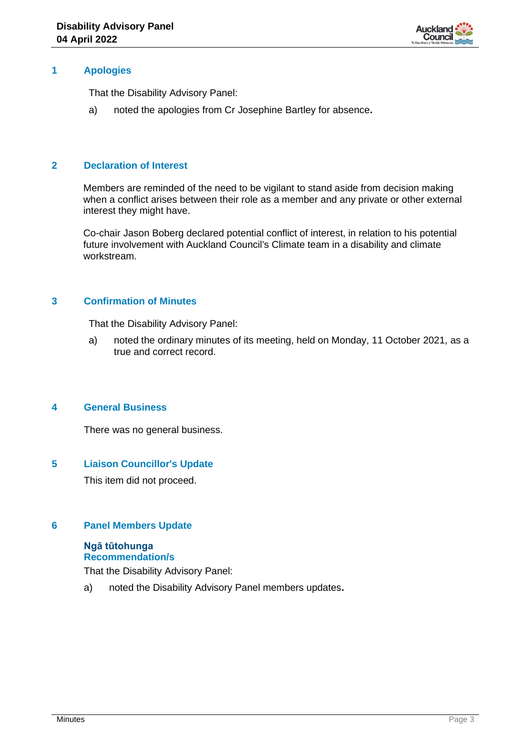## 1 Apologies

That the Disability Advisory Panel:

a) noted the apologies from Cr Josephine Bartley for absence**.**

## 2 Declaration of Interest

Members are reminded of the need to be vigilant to stand aside from decision making when a conflict arises between their role as a member and any private or other external interest they might have.

Co-chair Jason Boberg declared potential conflict of interest, in relation to his potential future involvement with Auckland Council's Climate team in a disability and climate workstream.

## 3 Confirmation of Minutes

That the Disability Advisory Panel:

a) noted the ordinary minutes of its meeting, held on Monday, 11 October 2021, as a true and correct record.

## 4 General Business

There was no general business.

## 5 Liaison Councillor's Update

This item did not proceed.

## 6 Panel Members Update

### Ngā tūtohunga
### Recommendation/s

That the Disability Advisory Panel:

a) noted the Disability Advisory Panel members updates**.**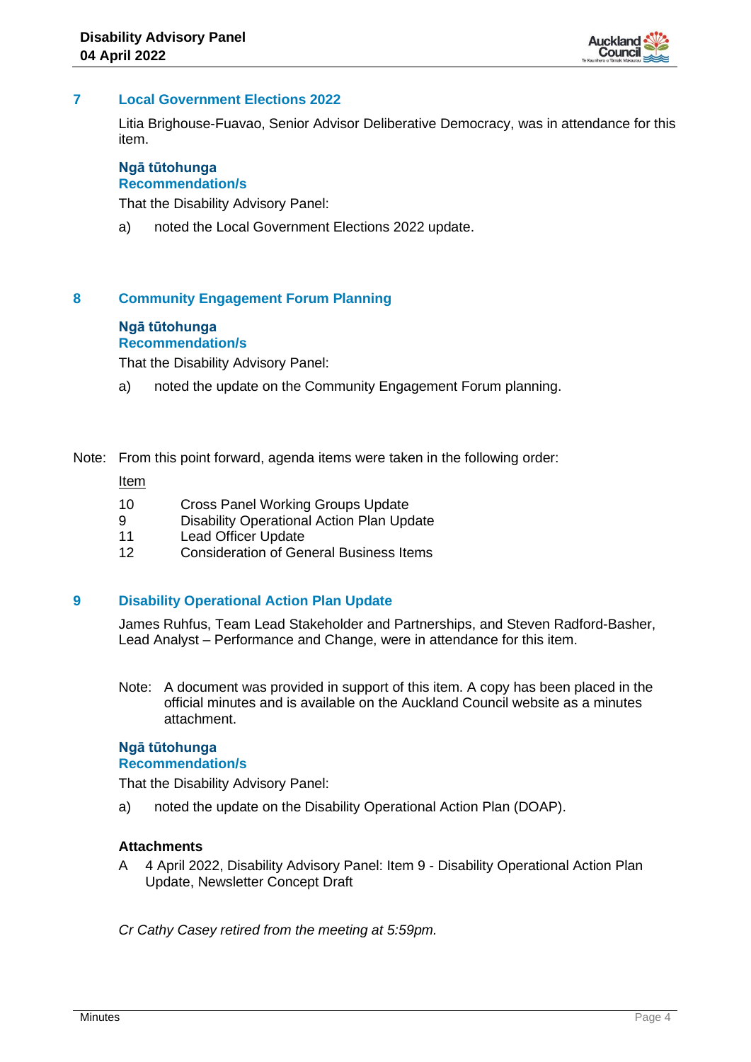## 7 Local Government Elections 2022

Litia Brighouse-Fuavao, Senior Advisor Deliberative Democracy, was in attendance for this item.

**Ngā tūtohunga**
**Recommendation/s**

That the Disability Advisory Panel:

a) noted the Local Government Elections 2022 update.

## 8 Community Engagement Forum Planning

**Ngā tūtohunga**
**Recommendation/s**

That the Disability Advisory Panel:

a) noted the update on the Community Engagement Forum planning.

Note: From this point forward, agenda items were taken in the following order:

| Item | |
|---|---|
| 10 | Cross Panel Working Groups Update |
| 9 | Disability Operational Action Plan Update |
| 11 | Lead Officer Update |
| 12 | Consideration of General Business Items |

## 9 Disability Operational Action Plan Update

James Ruhfus, Team Lead Stakeholder and Partnerships, and Steven Radford-Basher, Lead Analyst – Performance and Change, were in attendance for this item.

Note: A document was provided in support of this item. A copy has been placed in the official minutes and is available on the Auckland Council website as a minutes attachment.

**Ngā tūtohunga**
**Recommendation/s**

That the Disability Advisory Panel:

a) noted the update on the Disability Operational Action Plan (DOAP).

**Attachments**

A 4 April 2022, Disability Advisory Panel: Item 9 - Disability Operational Action Plan Update, Newsletter Concept Draft

*Cr Cathy Casey retired from the meeting at 5:59pm.*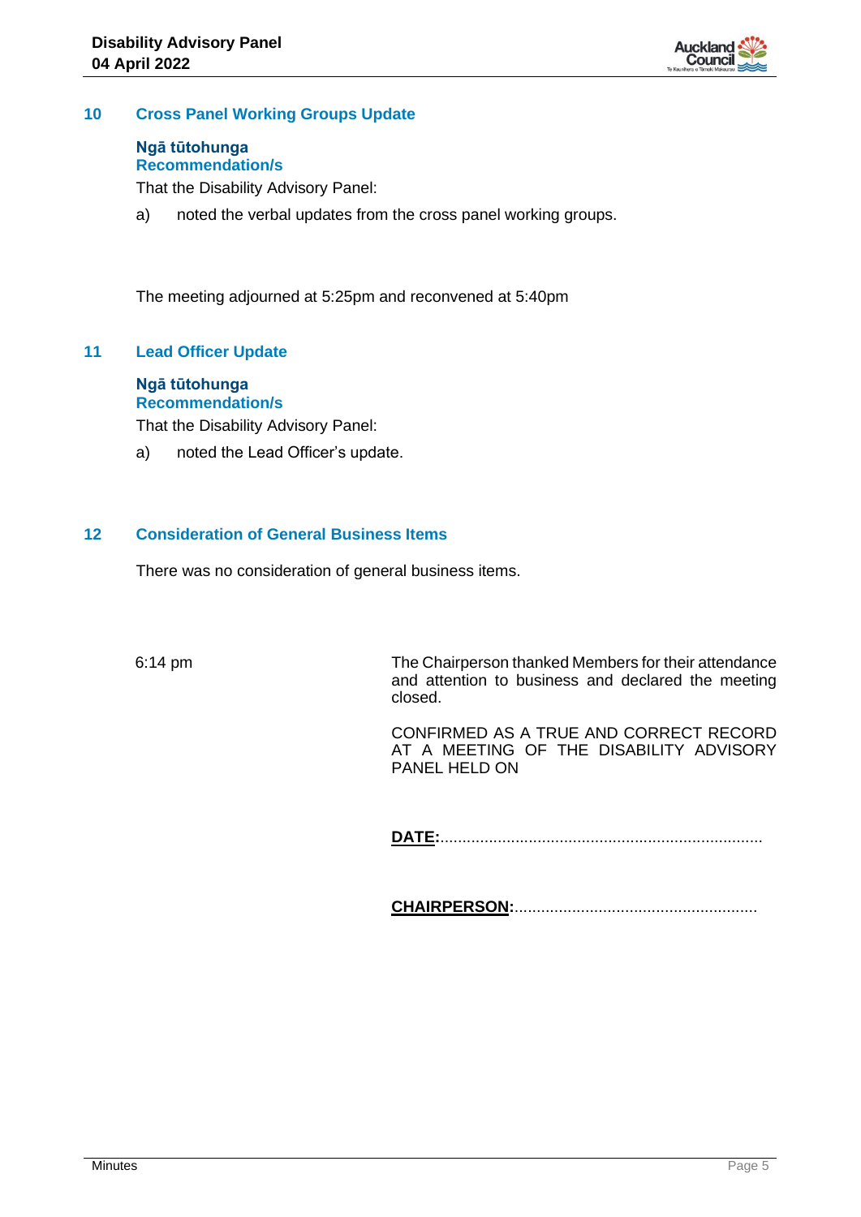## 10 Cross Panel Working Groups Update

**Ngā tūtohunga**
**Recommendation/s**

That the Disability Advisory Panel:

a) noted the verbal updates from the cross panel working groups.

The meeting adjourned at 5:25pm and reconvened at 5:40pm

## 11 Lead Officer Update

**Ngā tūtohunga**
**Recommendation/s**

That the Disability Advisory Panel:

a) noted the Lead Officer's update.

## 12 Consideration of General Business Items

There was no consideration of general business items.

6:14 pm

The Chairperson thanked Members for their attendance and attention to business and declared the meeting closed.

CONFIRMED AS A TRUE AND CORRECT RECORD AT A MEETING OF THE DISABILITY ADVISORY PANEL HELD ON

**DATE:**.........................................................................

**CHAIRPERSON:**.......................................................